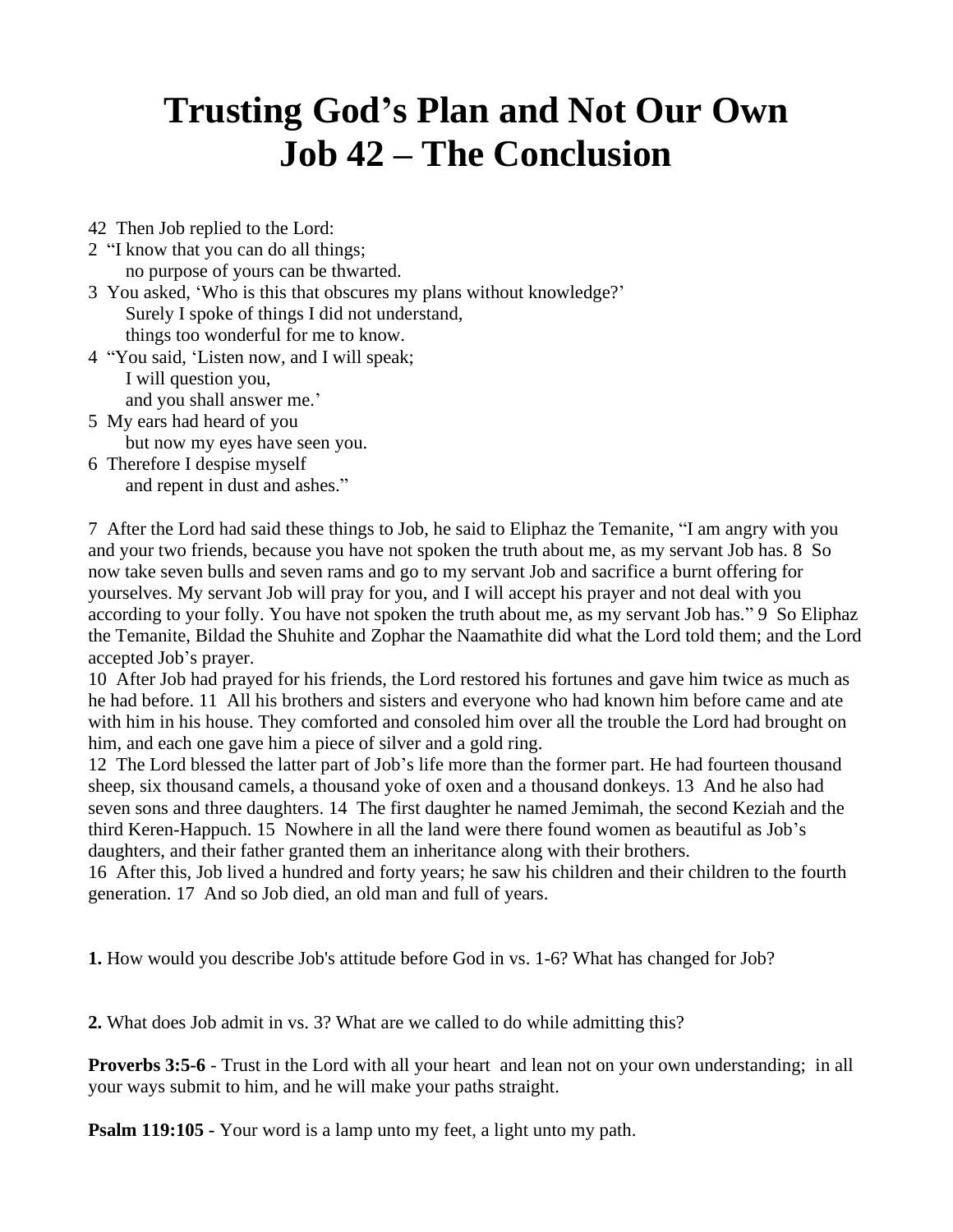# Trusting God's Plan and Not Our Own
# Job 42 – The Conclusion

42 Then Job replied to the Lord:
2 "I know that you can do all things;
    no purpose of yours can be thwarted.
3 You asked, 'Who is this that obscures my plans without knowledge?'
    Surely I spoke of things I did not understand,
    things too wonderful for me to know.
4 "You said, 'Listen now, and I will speak;
    I will question you,
    and you shall answer me.'
5 My ears had heard of you
    but now my eyes have seen you.
6 Therefore I despise myself
    and repent in dust and ashes."

7 After the Lord had said these things to Job, he said to Eliphaz the Temanite, "I am angry with you and your two friends, because you have not spoken the truth about me, as my servant Job has. 8 So now take seven bulls and seven rams and go to my servant Job and sacrifice a burnt offering for yourselves. My servant Job will pray for you, and I will accept his prayer and not deal with you according to your folly. You have not spoken the truth about me, as my servant Job has." 9 So Eliphaz the Temanite, Bildad the Shuhite and Zophar the Naamathite did what the Lord told them; and the Lord accepted Job's prayer.
10 After Job had prayed for his friends, the Lord restored his fortunes and gave him twice as much as he had before. 11 All his brothers and sisters and everyone who had known him before came and ate with him in his house. They comforted and consoled him over all the trouble the Lord had brought on him, and each one gave him a piece of silver and a gold ring.
12 The Lord blessed the latter part of Job's life more than the former part. He had fourteen thousand sheep, six thousand camels, a thousand yoke of oxen and a thousand donkeys. 13 And he also had seven sons and three daughters. 14 The first daughter he named Jemimah, the second Keziah and the third Keren-Happuch. 15 Nowhere in all the land were there found women as beautiful as Job's daughters, and their father granted them an inheritance along with their brothers.
16 After this, Job lived a hundred and forty years; he saw his children and their children to the fourth generation. 17 And so Job died, an old man and full of years.

**1.** How would you describe Job's attitude before God in vs. 1-6? What has changed for Job?

**2.** What does Job admit in vs. 3? What are we called to do while admitting this?

**Proverbs 3:5-6** - Trust in the Lord with all your heart and lean not on your own understanding; in all your ways submit to him, and he will make your paths straight.

**Psalm 119:105 -** Your word is a lamp unto my feet, a light unto my path.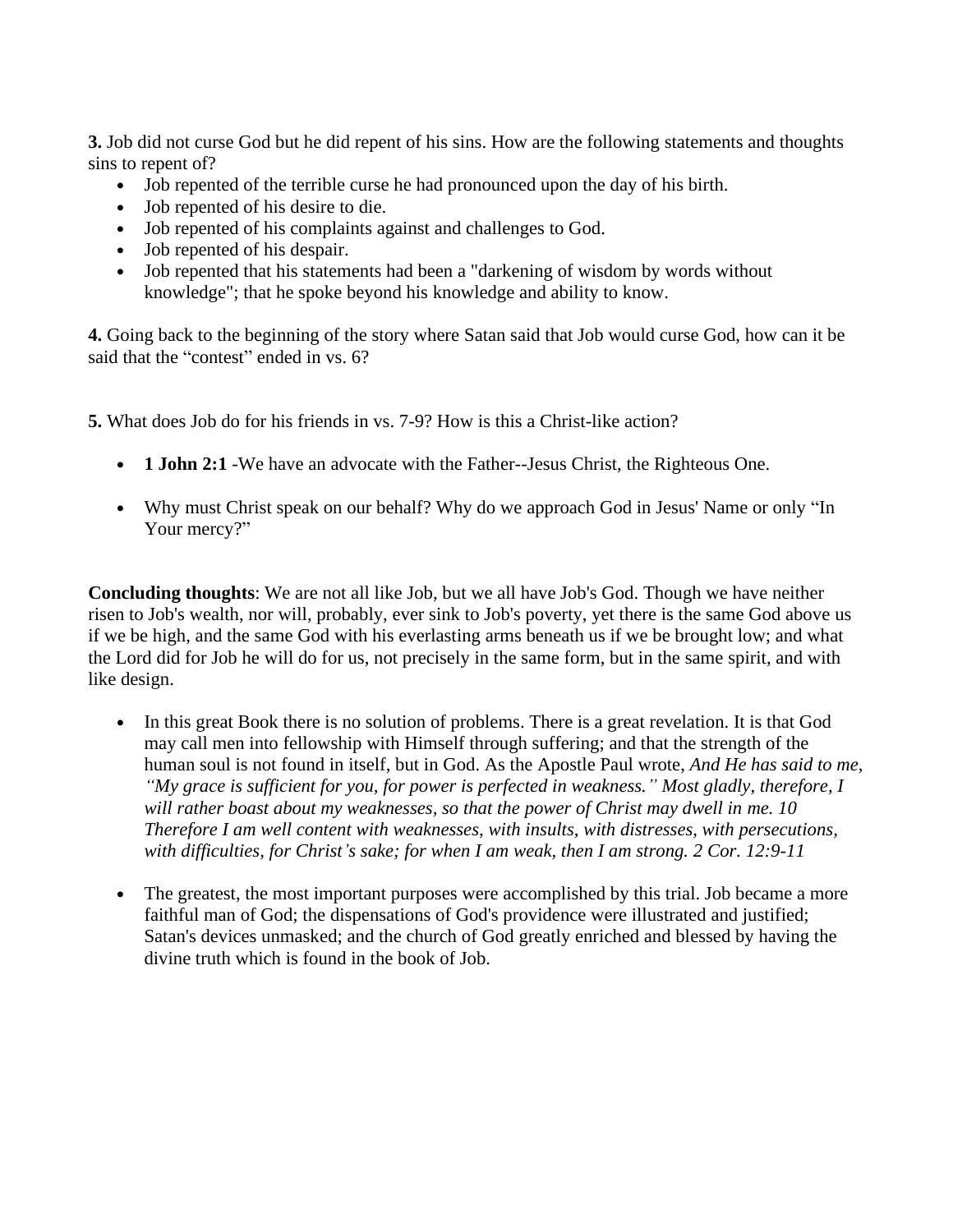**3.** Job did not curse God but he did repent of his sins. How are the following statements and thoughts sins to repent of?

- Job repented of the terrible curse he had pronounced upon the day of his birth.
- Job repented of his desire to die.
- Job repented of his complaints against and challenges to God.
- Job repented of his despair.
- Job repented that his statements had been a "darkening of wisdom by words without knowledge"; that he spoke beyond his knowledge and ability to know.

**4.** Going back to the beginning of the story where Satan said that Job would curse God, how can it be said that the "contest" ended in vs. 6?

**5.** What does Job do for his friends in vs. 7-9? How is this a Christ-like action?

- **1 John 2:1** -We have an advocate with the Father--Jesus Christ, the Righteous One.
- Why must Christ speak on our behalf? Why do we approach God in Jesus' Name or only "In Your mercy?"

**Concluding thoughts**: We are not all like Job, but we all have Job's God. Though we have neither risen to Job's wealth, nor will, probably, ever sink to Job's poverty, yet there is the same God above us if we be high, and the same God with his everlasting arms beneath us if we be brought low; and what the Lord did for Job he will do for us, not precisely in the same form, but in the same spirit, and with like design.

- In this great Book there is no solution of problems. There is a great revelation. It is that God may call men into fellowship with Himself through suffering; and that the strength of the human soul is not found in itself, but in God. As the Apostle Paul wrote, *And He has said to me, "My grace is sufficient for you, for power is perfected in weakness." Most gladly, therefore, I will rather boast about my weaknesses, so that the power of Christ may dwell in me. 10 Therefore I am well content with weaknesses, with insults, with distresses, with persecutions, with difficulties, for Christ's sake; for when I am weak, then I am strong. 2 Cor. 12:9-11*
- The greatest, the most important purposes were accomplished by this trial. Job became a more faithful man of God; the dispensations of God's providence were illustrated and justified; Satan's devices unmasked; and the church of God greatly enriched and blessed by having the divine truth which is found in the book of Job.